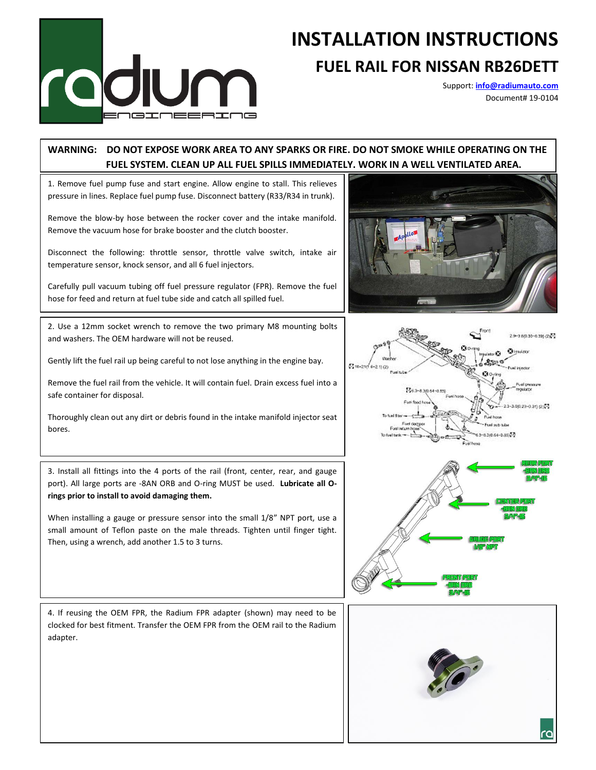# INSTALLATION INSTRUCTIONS

## FUEL RAIL FOR NISSAN RB26DETT

Support: info@radiumauto.com
Document# 19-0104

**WARNING: DO NOT EXPOSE WORK AREA TO ANY SPARKS OR FIRE. DO NOT SMOKE WHILE OPERATING ON THE FUEL SYSTEM. CLEAN UP ALL FUEL SPILLS IMMEDIATELY. WORK IN A WELL VENTILATED AREA.**

1. Remove fuel pump fuse and start engine. Allow engine to stall. This relieves pressure in lines. Replace fuel pump fuse. Disconnect battery (R33/R34 in trunk).

Remove the blow-by hose between the rocker cover and the intake manifold. Remove the vacuum hose for brake booster and the clutch booster.

Disconnect the following: throttle sensor, throttle valve switch, intake air temperature sensor, knock sensor, and all 6 fuel injectors.

Carefully pull vacuum tubing off fuel pressure regulator (FPR). Remove the fuel hose for feed and return at fuel tube side and catch all spilled fuel.

2. Use a 12mm socket wrench to remove the two primary M8 mounting bolts and washers. The OEM hardware will not be reused.

Gently lift the fuel rail up being careful to not lose anything in the engine bay.

Remove the fuel rail from the vehicle. It will contain fuel. Drain excess fuel into a safe container for disposal.

Thoroughly clean out any dirt or debris found in the intake manifold injector seat bores.

3. Install all fittings into the 4 ports of the rail (front, center, rear, and gauge port). All large ports are -8AN ORB and O-ring MUST be used. **Lubricate all O-rings prior to install to avoid damaging them.**

When installing a gauge or pressure sensor into the small 1/8" NPT port, use a small amount of Teflon paste on the male threads. Tighten until finger tight. Then, using a wrench, add another 1.5 to 3 turns.

REAR PORT -8AN ORB 3/4"-16

CENTER PORT -8AN ORB 3/4"-16

GAUGE PORT 1/8" NPT

FRONT PORT -8AN ORB 3/4"-16

4. If reusing the OEM FPR, the Radium FPR adapter (shown) may need to be clocked for best fitment. Transfer the OEM FPR from the OEM rail to the Radium adapter.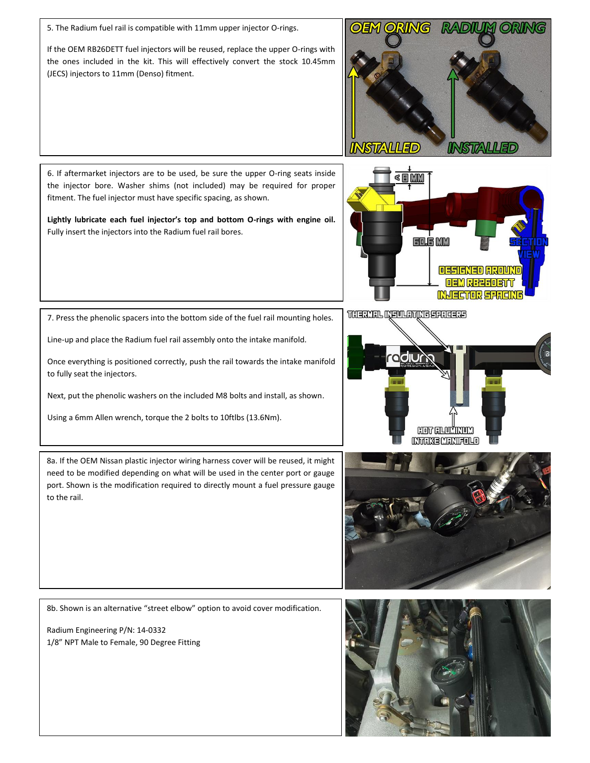5. The Radium fuel rail is compatible with 11mm upper injector O-rings.

If the OEM RB26DETT fuel injectors will be reused, replace the upper O-rings with the ones included in the kit. This will effectively convert the stock 10.45mm (JECS) injectors to 11mm (Denso) fitment.

6. If aftermarket injectors are to be used, be sure the upper O-ring seats inside the injector bore. Washer shims (not included) may be required for proper fitment. The fuel injector must have specific spacing, as shown.

**Lightly lubricate each fuel injector's top and bottom O-rings with engine oil.** Fully insert the injectors into the Radium fuel rail bores.

7. Press the phenolic spacers into the bottom side of the fuel rail mounting holes.

Line-up and place the Radium fuel rail assembly onto the intake manifold.

Once everything is positioned correctly, push the rail towards the intake manifold to fully seat the injectors.

Next, put the phenolic washers on the included M8 bolts and install, as shown.

Using a 6mm Allen wrench, torque the 2 bolts to 10ftlbs (13.6Nm).

8a. If the OEM Nissan plastic injector wiring harness cover will be reused, it might need to be modified depending on what will be used in the center port or gauge port. Shown is the modification required to directly mount a fuel pressure gauge to the rail.

8b. Shown is an alternative "street elbow" option to avoid cover modification.

Radium Engineering P/N: 14-0332
1/8" NPT Male to Female, 90 Degree Fitting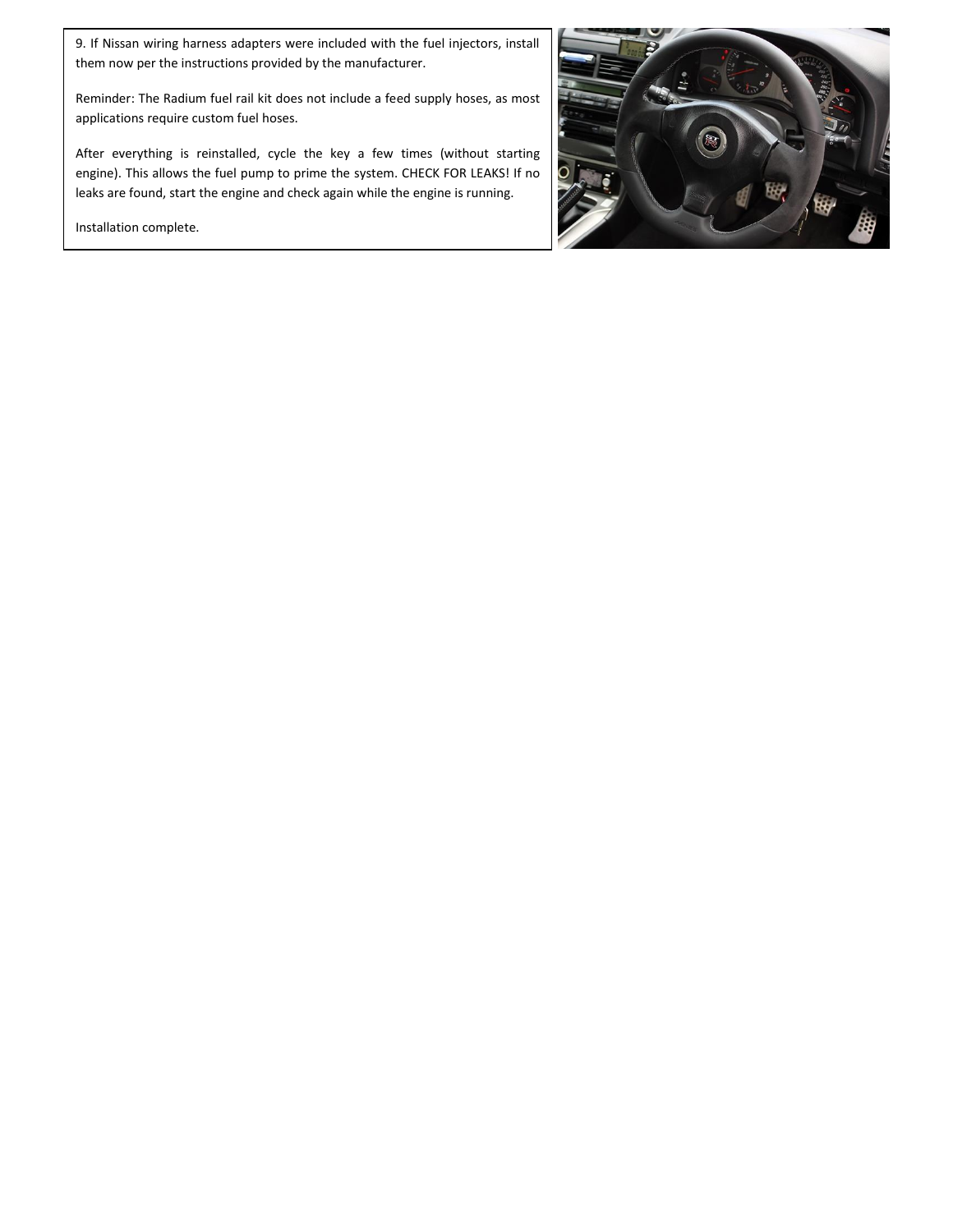9. If Nissan wiring harness adapters were included with the fuel injectors, install them now per the instructions provided by the manufacturer.

Reminder: The Radium fuel rail kit does not include a feed supply hoses, as most applications require custom fuel hoses.

After everything is reinstalled, cycle the key a few times (without starting engine). This allows the fuel pump to prime the system. CHECK FOR LEAKS! If no leaks are found, start the engine and check again while the engine is running.

Installation complete.